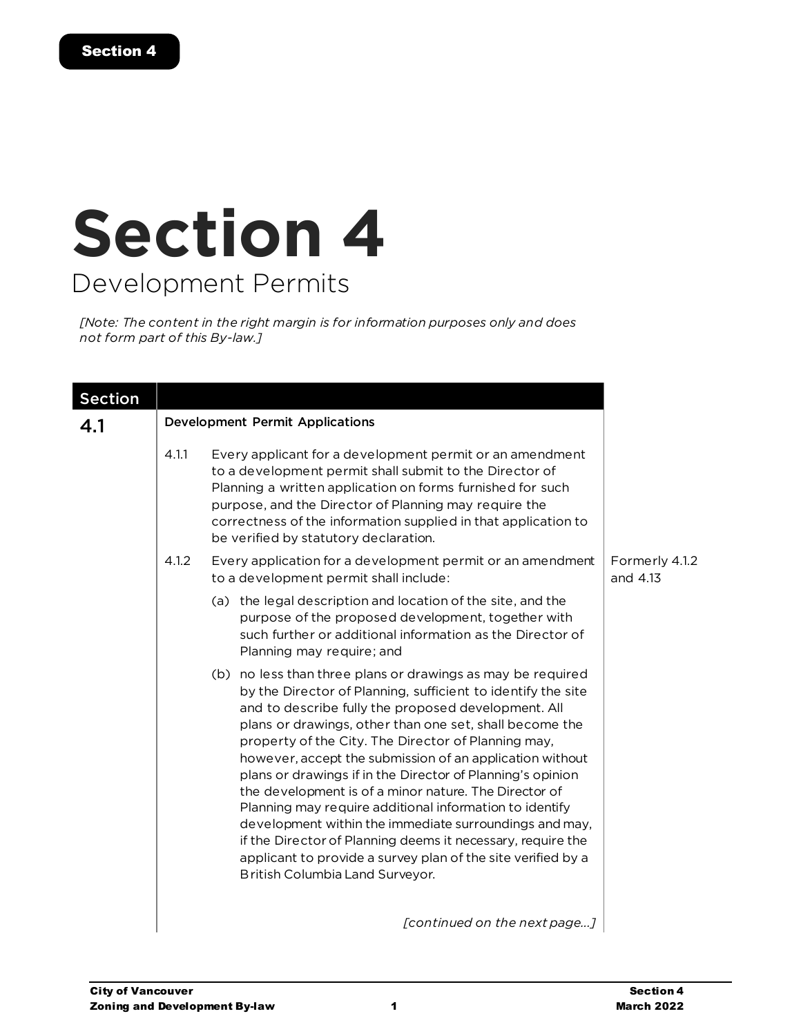# Section 4

## Development Permits

*[Note: The content in the right margin is for information purposes only and does not form part of this By-law.]*

| Section | | |
|---|---|---|
| **4.1** | **Development Permit Applications** | |
| | 4.1.1 Every applicant for a development permit or an amendment to a development permit shall submit to the Director of Planning a written application on forms furnished for such purpose, and the Director of Planning may require the correctness of the information supplied in that application to be verified by statutory declaration. | |
| | 4.1.2 Every application for a development permit or an amendment to a development permit shall include: | Formerly 4.1.2 and 4.13 |
| | (a) the legal description and location of the site, and the purpose of the proposed development, together with such further or additional information as the Director of Planning may require; and | |
| | (b) no less than three plans or drawings as may be required by the Director of Planning, sufficient to identify the site and to describe fully the proposed development. All plans or drawings, other than one set, shall become the property of the City. The Director of Planning may, however, accept the submission of an application without plans or drawings if in the Director of Planning's opinion the development is of a minor nature. The Director of Planning may require additional information to identify development within the immediate surroundings and may, if the Director of Planning deems it necessary, require the applicant to provide a survey plan of the site verified by a British Columbia Land Surveyor. | |

*[continued on the next page...]*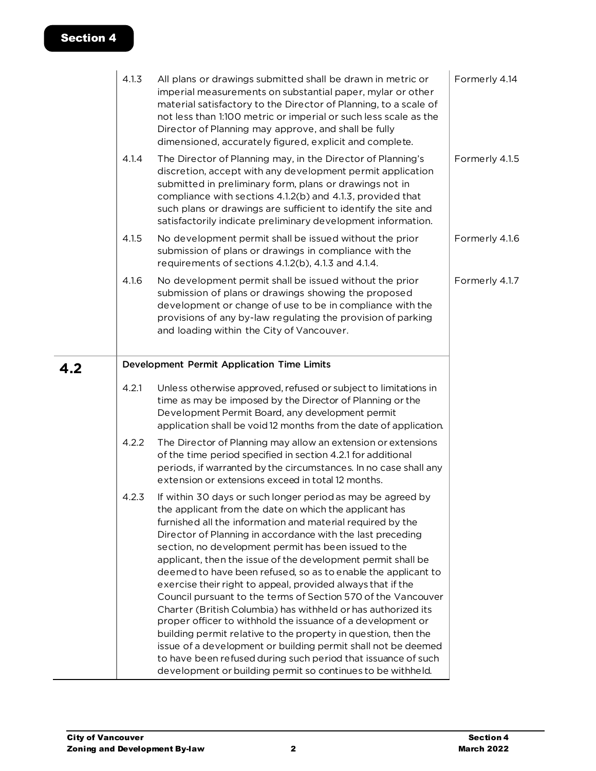4.1.3 All plans or drawings submitted shall be drawn in metric or imperial measurements on substantial paper, mylar or other material satisfactory to the Director of Planning, to a scale of not less than 1:100 metric or imperial or such less scale as the Director of Planning may approve, and shall be fully dimensioned, accurately figured, explicit and complete.

Formerly 4.14

4.1.4 The Director of Planning may, in the Director of Planning's discretion, accept with any development permit application submitted in preliminary form, plans or drawings not in compliance with sections 4.1.2(b) and 4.1.3, provided that such plans or drawings are sufficient to identify the site and satisfactorily indicate preliminary development information.

Formerly 4.1.5

4.1.5 No development permit shall be issued without the prior submission of plans or drawings in compliance with the requirements of sections 4.1.2(b), 4.1.3 and 4.1.4.

Formerly 4.1.6

4.1.6 No development permit shall be issued without the prior submission of plans or drawings showing the proposed development or change of use to be in compliance with the provisions of any by-law regulating the provision of parking and loading within the City of Vancouver.

Formerly 4.1.7

## 4.2 Development Permit Application Time Limits

4.2.1 Unless otherwise approved, refused or subject to limitations in time as may be imposed by the Director of Planning or the Development Permit Board, any development permit application shall be void 12 months from the date of application.

4.2.2 The Director of Planning may allow an extension or extensions of the time period specified in section 4.2.1 for additional periods, if warranted by the circumstances. In no case shall any extension or extensions exceed in total 12 months.

4.2.3 If within 30 days or such longer period as may be agreed by the applicant from the date on which the applicant has furnished all the information and material required by the Director of Planning in accordance with the last preceding section, no development permit has been issued to the applicant, then the issue of the development permit shall be deemed to have been refused, so as to enable the applicant to exercise their right to appeal, provided always that if the Council pursuant to the terms of Section 570 of the Vancouver Charter (British Columbia) has withheld or has authorized its proper officer to withhold the issuance of a development or building permit relative to the property in question, then the issue of a development or building permit shall not be deemed to have been refused during such period that issuance of such development or building permit so continues to be withheld.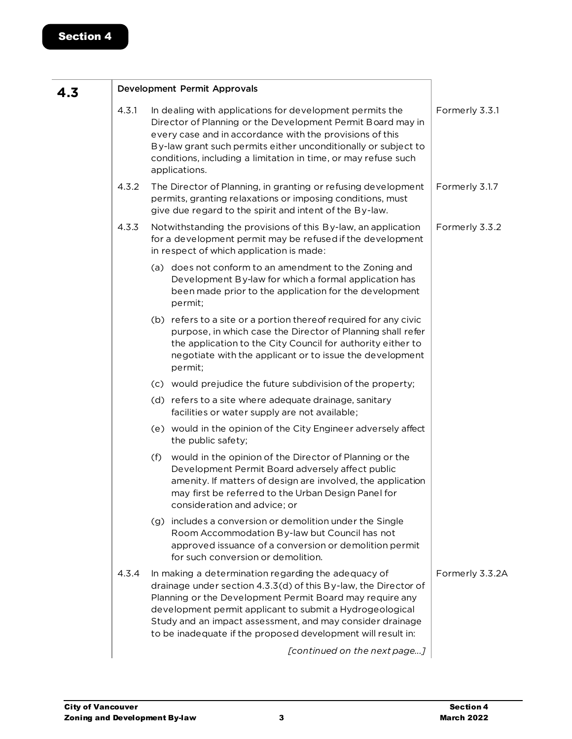## 4.3 Development Permit Approvals

**4.3.1** In dealing with applications for development permits the Director of Planning or the Development Permit Board may in every case and in accordance with the provisions of this By-law grant such permits either unconditionally or subject to conditions, including a limitation in time, or may refuse such applications.

*Formerly 3.3.1*

**4.3.2** The Director of Planning, in granting or refusing development permits, granting relaxations or imposing conditions, must give due regard to the spirit and intent of the By-law.

*Formerly 3.1.7*

**4.3.3** Notwithstanding the provisions of this By-law, an application for a development permit may be refused if the development in respect of which application is made:

*Formerly 3.3.2*

(a) does not conform to an amendment to the Zoning and Development By-law for which a formal application has been made prior to the application for the development permit;

(b) refers to a site or a portion thereof required for any civic purpose, in which case the Director of Planning shall refer the application to the City Council for authority either to negotiate with the applicant or to issue the development permit;

(c) would prejudice the future subdivision of the property;

(d) refers to a site where adequate drainage, sanitary facilities or water supply are not available;

(e) would in the opinion of the City Engineer adversely affect the public safety;

(f) would in the opinion of the Director of Planning or the Development Permit Board adversely affect public amenity. If matters of design are involved, the application may first be referred to the Urban Design Panel for consideration and advice; or

(g) includes a conversion or demolition under the Single Room Accommodation By-law but Council has not approved issuance of a conversion or demolition permit for such conversion or demolition.

**4.3.4** In making a determination regarding the adequacy of drainage under section 4.3.3(d) of this By-law, the Director of Planning or the Development Permit Board may require any development permit applicant to submit a Hydrogeological Study and an impact assessment, and may consider drainage to be inadequate if the proposed development will result in:

*Formerly 3.3.2A*

*[continued on the next page...]*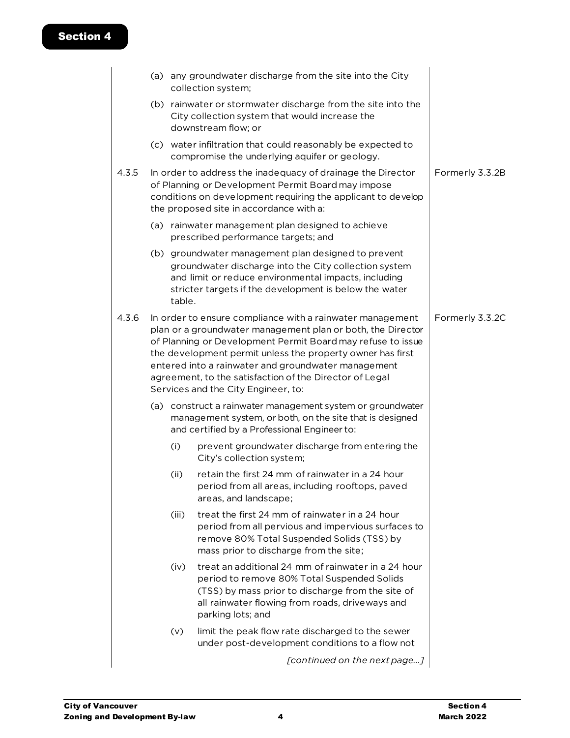(a) any groundwater discharge from the site into the City collection system;

(b) rainwater or stormwater discharge from the site into the City collection system that would increase the downstream flow; or

(c) water infiltration that could reasonably be expected to compromise the underlying aquifer or geology.

4.3.5 In order to address the inadequacy of drainage the Director of Planning or Development Permit Board may impose conditions on development requiring the applicant to develop the proposed site in accordance with a: *Formerly 3.3.2B*

(a) rainwater management plan designed to achieve prescribed performance targets; and

(b) groundwater management plan designed to prevent groundwater discharge into the City collection system and limit or reduce environmental impacts, including stricter targets if the development is below the water table.

4.3.6 In order to ensure compliance with a rainwater management plan or a groundwater management plan or both, the Director of Planning or Development Permit Board may refuse to issue the development permit unless the property owner has first entered into a rainwater and groundwater management agreement, to the satisfaction of the Director of Legal Services and the City Engineer, to: *Formerly 3.3.2C*

(a) construct a rainwater management system or groundwater management system, or both, on the site that is designed and certified by a Professional Engineer to:

(i) prevent groundwater discharge from entering the City's collection system;

(ii) retain the first 24 mm of rainwater in a 24 hour period from all areas, including rooftops, paved areas, and landscape;

(iii) treat the first 24 mm of rainwater in a 24 hour period from all pervious and impervious surfaces to remove 80% Total Suspended Solids (TSS) by mass prior to discharge from the site;

(iv) treat an additional 24 mm of rainwater in a 24 hour period to remove 80% Total Suspended Solids (TSS) by mass prior to discharge from the site of all rainwater flowing from roads, driveways and parking lots; and

(v) limit the peak flow rate discharged to the sewer under post-development conditions to a flow not

*[continued on the next page...]*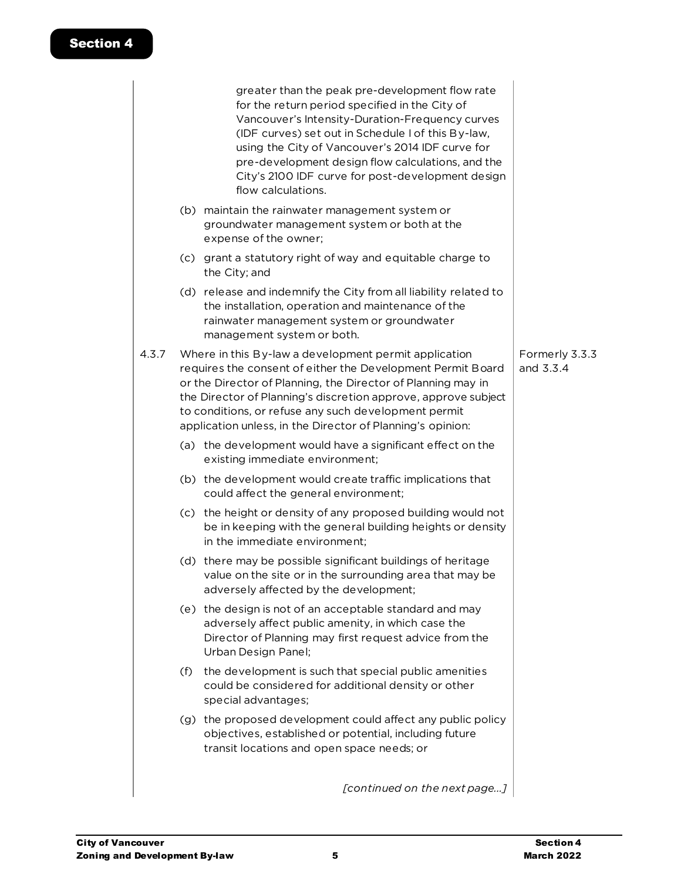greater than the peak pre-development flow rate for the return period specified in the City of Vancouver's Intensity-Duration-Frequency curves (IDF curves) set out in Schedule I of this By-law, using the City of Vancouver's 2014 IDF curve for pre-development design flow calculations, and the City's 2100 IDF curve for post-development design flow calculations.

(b) maintain the rainwater management system or groundwater management system or both at the expense of the owner;

(c) grant a statutory right of way and equitable charge to the City; and

(d) release and indemnify the City from all liability related to the installation, operation and maintenance of the rainwater management system or groundwater management system or both.

4.3.7 Where in this By-law a development permit application requires the consent of either the Development Permit Board or the Director of Planning, the Director of Planning may in the Director of Planning's discretion approve, approve subject to conditions, or refuse any such development permit application unless, in the Director of Planning's opinion: *(Formerly 3.3.3 and 3.3.4)*

(a) the development would have a significant effect on the existing immediate environment;

(b) the development would create traffic implications that could affect the general environment;

(c) the height or density of any proposed building would not be in keeping with the general building heights or density in the immediate environment;

(d) there may be possible significant buildings of heritage value on the site or in the surrounding area that may be adversely affected by the development;

(e) the design is not of an acceptable standard and may adversely affect public amenity, in which case the Director of Planning may first request advice from the Urban Design Panel;

(f) the development is such that special public amenities could be considered for additional density or other special advantages;

(g) the proposed development could affect any public policy objectives, established or potential, including future transit locations and open space needs; or

*[continued on the next page...]*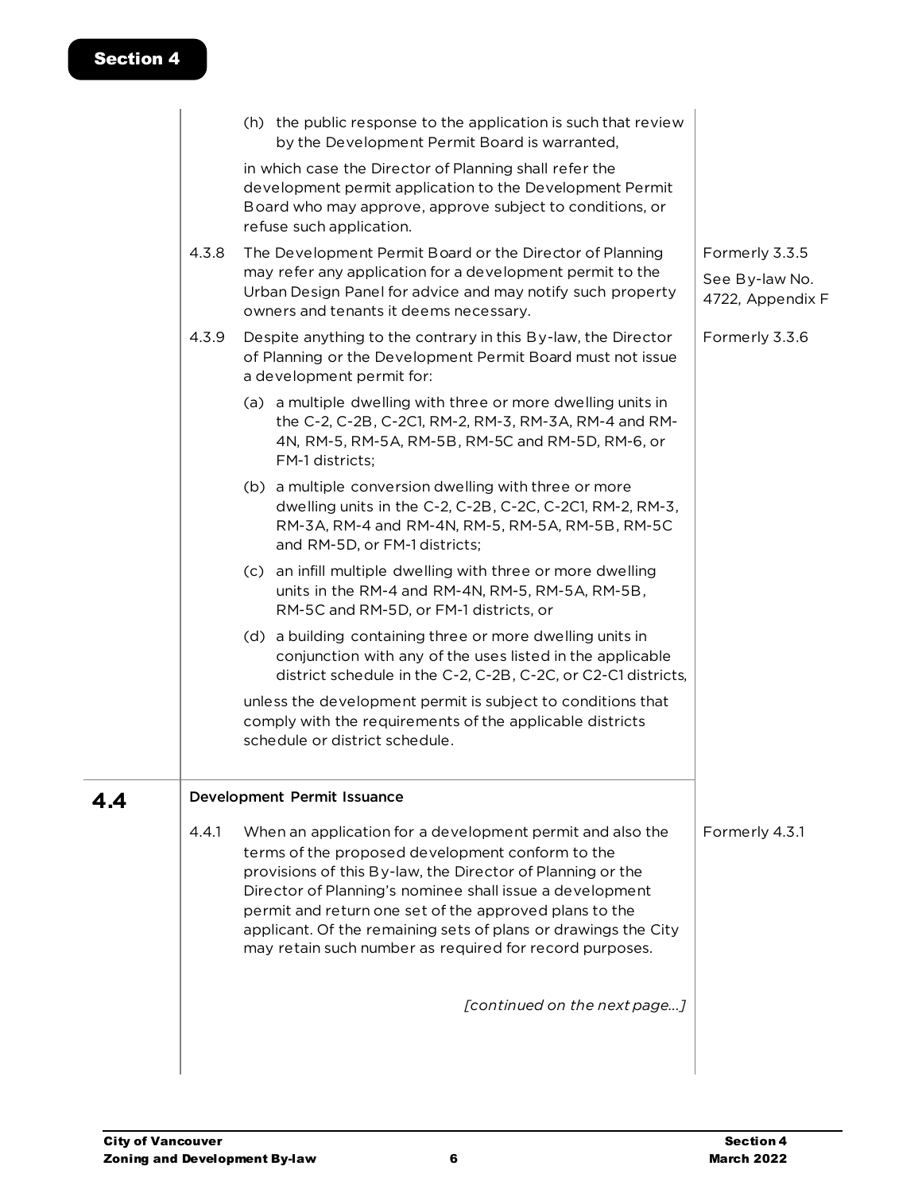(h) the public response to the application is such that review by the Development Permit Board is warranted,

in which case the Director of Planning shall refer the development permit application to the Development Permit Board who may approve, approve subject to conditions, or refuse such application.

4.3.8 The Development Permit Board or the Director of Planning may refer any application for a development permit to the Urban Design Panel for advice and may notify such property owners and tenants it deems necessary.

*Formerly 3.3.5*
*See By-law No. 4722, Appendix F*

4.3.9 Despite anything to the contrary in this By-law, the Director of Planning or the Development Permit Board must not issue a development permit for:

*Formerly 3.3.6*

(a) a multiple dwelling with three or more dwelling units in the C-2, C-2B, C-2C1, RM-2, RM-3, RM-3A, RM-4 and RM-4N, RM-5, RM-5A, RM-5B, RM-5C and RM-5D, RM-6, or FM-1 districts;

(b) a multiple conversion dwelling with three or more dwelling units in the C-2, C-2B, C-2C, C-2C1, RM-2, RM-3, RM-3A, RM-4 and RM-4N, RM-5, RM-5A, RM-5B, RM-5C and RM-5D, or FM-1 districts;

(c) an infill multiple dwelling with three or more dwelling units in the RM-4 and RM-4N, RM-5, RM-5A, RM-5B, RM-5C and RM-5D, or FM-1 districts, or

(d) a building containing three or more dwelling units in conjunction with any of the uses listed in the applicable district schedule in the C-2, C-2B, C-2C, or C2-C1 districts,

unless the development permit is subject to conditions that comply with the requirements of the applicable districts schedule or district schedule.

## 4.4 Development Permit Issuance

4.4.1 When an application for a development permit and also the terms of the proposed development conform to the provisions of this By-law, the Director of Planning or the Director of Planning's nominee shall issue a development permit and return one set of the approved plans to the applicant. Of the remaining sets of plans or drawings the City may retain such number as required for record purposes.

*Formerly 4.3.1*

*[continued on the next page...]*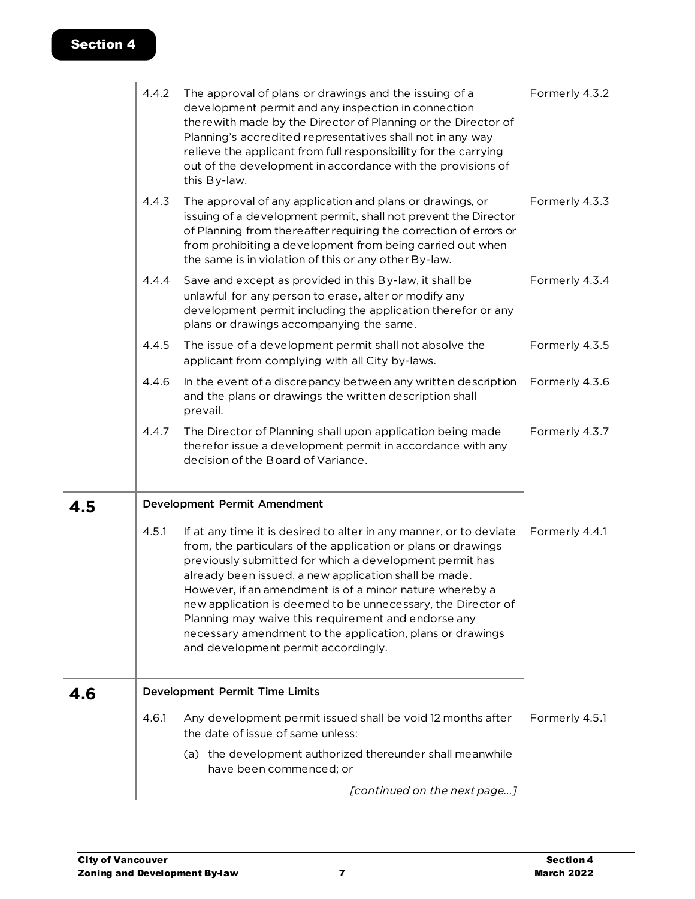| | | | |
|---|---|---|---|
| | 4.4.2 | The approval of plans or drawings and the issuing of a development permit and any inspection in connection therewith made by the Director of Planning or the Director of Planning's accredited representatives shall not in any way relieve the applicant from full responsibility for the carrying out of the development in accordance with the provisions of this By-law. | Formerly 4.3.2 |
| | 4.4.3 | The approval of any application and plans or drawings, or issuing of a development permit, shall not prevent the Director of Planning from thereafter requiring the correction of errors or from prohibiting a development from being carried out when the same is in violation of this or any other By-law. | Formerly 4.3.3 |
| | 4.4.4 | Save and except as provided in this By-law, it shall be unlawful for any person to erase, alter or modify any development permit including the application therefor or any plans or drawings accompanying the same. | Formerly 4.3.4 |
| | 4.4.5 | The issue of a development permit shall not absolve the applicant from complying with all City by-laws. | Formerly 4.3.5 |
| | 4.4.6 | In the event of a discrepancy between any written description and the plans or drawings the written description shall prevail. | Formerly 4.3.6 |
| | 4.4.7 | The Director of Planning shall upon application being made therefor issue a development permit in accordance with any decision of the Board of Variance. | Formerly 4.3.7 |

## 4.5 Development Permit Amendment

| | | |
|---|---|---|
| 4.5.1 | If at any time it is desired to alter in any manner, or to deviate from, the particulars of the application or plans or drawings previously submitted for which a development permit has already been issued, a new application shall be made. However, if an amendment is of a minor nature whereby a new application is deemed to be unnecessary, the Director of Planning may waive this requirement and endorse any necessary amendment to the application, plans or drawings and development permit accordingly. | Formerly 4.4.1 |

## 4.6 Development Permit Time Limits

| | | |
|---|---|---|
| 4.6.1 | Any development permit issued shall be void 12 months after the date of issue of same unless:<br>(a) the development authorized thereunder shall meanwhile have been commenced; or<br>*[continued on the next page...]* | Formerly 4.5.1 |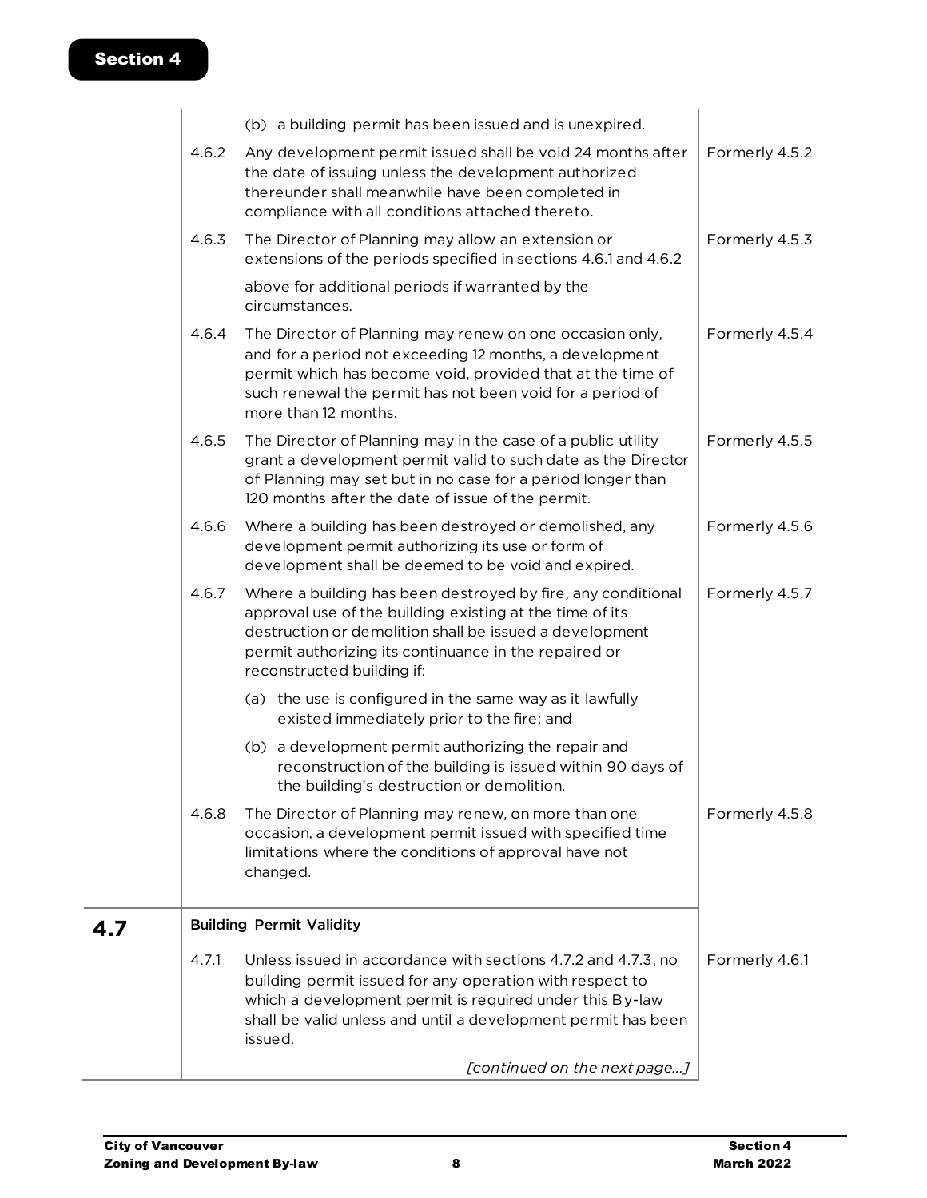(b) a building permit has been issued and is unexpired.

| | | |
|---|---|---|
| 4.6.2 | Any development permit issued shall be void 24 months after the date of issuing unless the development authorized thereunder shall meanwhile have been completed in compliance with all conditions attached thereto. | Formerly 4.5.2 |
| 4.6.3 | The Director of Planning may allow an extension or extensions of the periods specified in sections 4.6.1 and 4.6.2 above for additional periods if warranted by the circumstances. | Formerly 4.5.3 |
| 4.6.4 | The Director of Planning may renew on one occasion only, and for a period not exceeding 12 months, a development permit which has become void, provided that at the time of such renewal the permit has not been void for a period of more than 12 months. | Formerly 4.5.4 |
| 4.6.5 | The Director of Planning may in the case of a public utility grant a development permit valid to such date as the Director of Planning may set but in no case for a period longer than 120 months after the date of issue of the permit. | Formerly 4.5.5 |
| 4.6.6 | Where a building has been destroyed or demolished, any development permit authorizing its use or form of development shall be deemed to be void and expired. | Formerly 4.5.6 |
| 4.6.7 | Where a building has been destroyed by fire, any conditional approval use of the building existing at the time of its destruction or demolition shall be issued a development permit authorizing its continuance in the repaired or reconstructed building if:<br>(a) the use is configured in the same way as it lawfully existed immediately prior to the fire; and<br>(b) a development permit authorizing the repair and reconstruction of the building is issued within 90 days of the building's destruction or demolition. | Formerly 4.5.7 |
| 4.6.8 | The Director of Planning may renew, on more than one occasion, a development permit issued with specified time limitations where the conditions of approval have not changed. | Formerly 4.5.8 |

## 4.7 Building Permit Validity

| | | |
|---|---|---|
| 4.7.1 | Unless issued in accordance with sections 4.7.2 and 4.7.3, no building permit issued for any operation with respect to which a development permit is required under this By-law shall be valid unless and until a development permit has been issued. | Formerly 4.6.1 |

*[continued on the next page...]*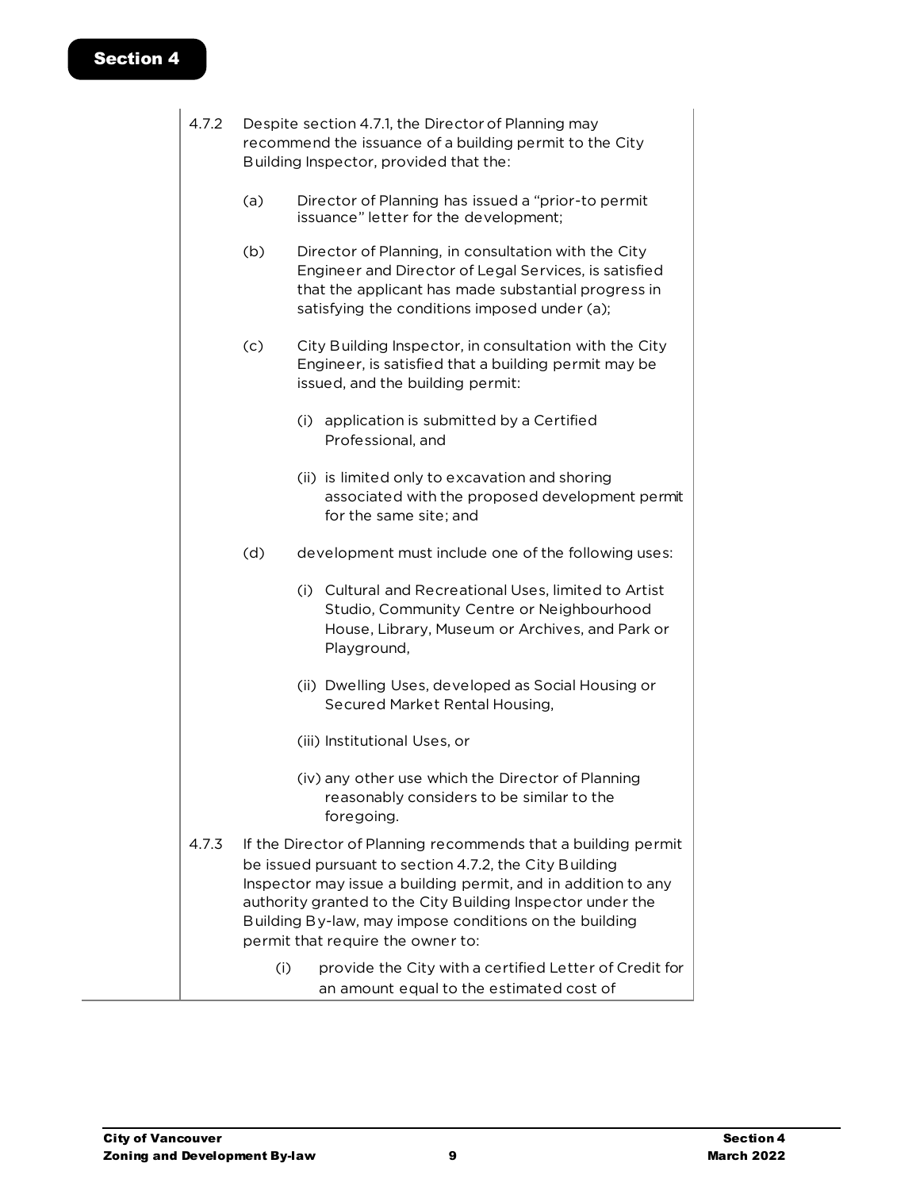4.7.2 Despite section 4.7.1, the Director of Planning may recommend the issuance of a building permit to the City Building Inspector, provided that the:

(a) Director of Planning has issued a "prior-to permit issuance" letter for the development;

(b) Director of Planning, in consultation with the City Engineer and Director of Legal Services, is satisfied that the applicant has made substantial progress in satisfying the conditions imposed under (a);

(c) City Building Inspector, in consultation with the City Engineer, is satisfied that a building permit may be issued, and the building permit:

(i) application is submitted by a Certified Professional, and

(ii) is limited only to excavation and shoring associated with the proposed development permit for the same site; and

(d) development must include one of the following uses:

(i) Cultural and Recreational Uses, limited to Artist Studio, Community Centre or Neighbourhood House, Library, Museum or Archives, and Park or Playground,

(ii) Dwelling Uses, developed as Social Housing or Secured Market Rental Housing,

(iii) Institutional Uses, or

(iv) any other use which the Director of Planning reasonably considers to be similar to the foregoing.

4.7.3 If the Director of Planning recommends that a building permit be issued pursuant to section 4.7.2, the City Building Inspector may issue a building permit, and in addition to any authority granted to the City Building Inspector under the Building By-law, may impose conditions on the building permit that require the owner to:

(i) provide the City with a certified Letter of Credit for an amount equal to the estimated cost of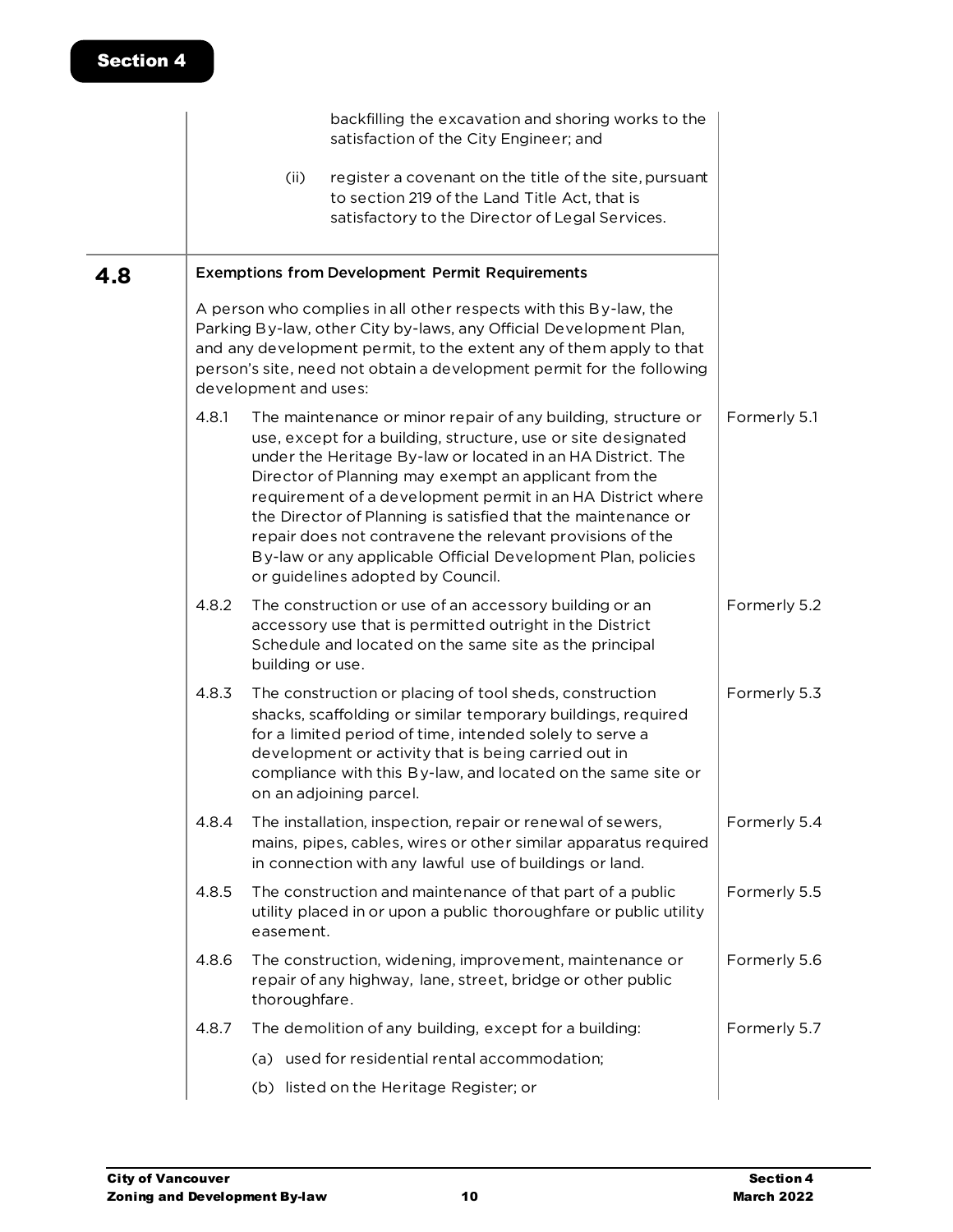backfilling the excavation and shoring works to the satisfaction of the City Engineer; and

(ii) register a covenant on the title of the site, pursuant to section 219 of the Land Title Act, that is satisfactory to the Director of Legal Services.

## 4.8 Exemptions from Development Permit Requirements

A person who complies in all other respects with this By-law, the Parking By-law, other City by-laws, any Official Development Plan, and any development permit, to the extent any of them apply to that person's site, need not obtain a development permit for the following development and uses:

4.8.1 The maintenance or minor repair of any building, structure or use, except for a building, structure, use or site designated under the Heritage By-law or located in an HA District. The Director of Planning may exempt an applicant from the requirement of a development permit in an HA District where the Director of Planning is satisfied that the maintenance or repair does not contravene the relevant provisions of the By-law or any applicable Official Development Plan, policies or guidelines adopted by Council. *Formerly 5.1*

4.8.2 The construction or use of an accessory building or an accessory use that is permitted outright in the District Schedule and located on the same site as the principal building or use. *Formerly 5.2*

4.8.3 The construction or placing of tool sheds, construction shacks, scaffolding or similar temporary buildings, required for a limited period of time, intended solely to serve a development or activity that is being carried out in compliance with this By-law, and located on the same site or on an adjoining parcel. *Formerly 5.3*

4.8.4 The installation, inspection, repair or renewal of sewers, mains, pipes, cables, wires or other similar apparatus required in connection with any lawful use of buildings or land. *Formerly 5.4*

4.8.5 The construction and maintenance of that part of a public utility placed in or upon a public thoroughfare or public utility easement. *Formerly 5.5*

4.8.6 The construction, widening, improvement, maintenance or repair of any highway, lane, street, bridge or other public thoroughfare. *Formerly 5.6*

4.8.7 The demolition of any building, except for a building: *Formerly 5.7*

(a) used for residential rental accommodation;

(b) listed on the Heritage Register; or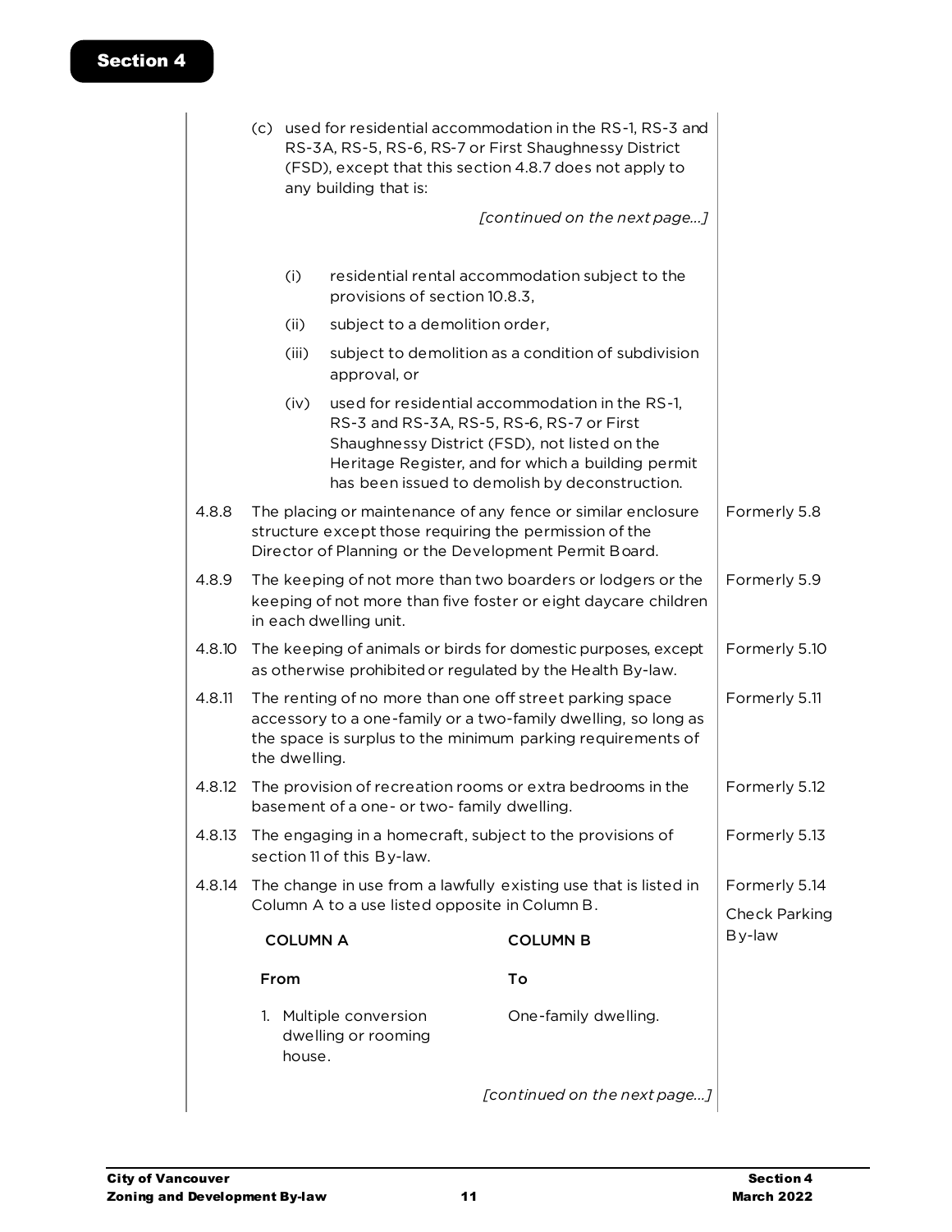(c) used for residential accommodation in the RS-1, RS-3 and RS-3A, RS-5, RS-6, RS-7 or First Shaughnessy District (FSD), except that this section 4.8.7 does not apply to any building that is:

*[continued on the next page...]*

(i) residential rental accommodation subject to the provisions of section 10.8.3,

(ii) subject to a demolition order,

(iii) subject to demolition as a condition of subdivision approval, or

(iv) used for residential accommodation in the RS-1, RS-3 and RS-3A, RS-5, RS-6, RS-7 or First Shaughnessy District (FSD), not listed on the Heritage Register, and for which a building permit has been issued to demolish by deconstruction.

| | | |
|---|---|---|
| 4.8.8 | The placing or maintenance of any fence or similar enclosure structure except those requiring the permission of the Director of Planning or the Development Permit Board. | Formerly 5.8 |
| 4.8.9 | The keeping of not more than two boarders or lodgers or the keeping of not more than five foster or eight daycare children in each dwelling unit. | Formerly 5.9 |
| 4.8.10 | The keeping of animals or birds for domestic purposes, except as otherwise prohibited or regulated by the Health By-law. | Formerly 5.10 |
| 4.8.11 | The renting of no more than one off street parking space accessory to a one-family or a two-family dwelling, so long as the space is surplus to the minimum parking requirements of the dwelling. | Formerly 5.11 |
| 4.8.12 | The provision of recreation rooms or extra bedrooms in the basement of a one- or two- family dwelling. | Formerly 5.12 |
| 4.8.13 | The engaging in a homecraft, subject to the provisions of section 11 of this By-law. | Formerly 5.13 |
| 4.8.14 | The change in use from a lawfully existing use that is listed in Column A to a use listed opposite in Column B. | Formerly 5.14<br>Check Parking By-law |

| COLUMN A | COLUMN B |
|---|---|
| **From** | **To** |
| 1. Multiple conversion dwelling or rooming house. | One-family dwelling. |

*[continued on the next page...]*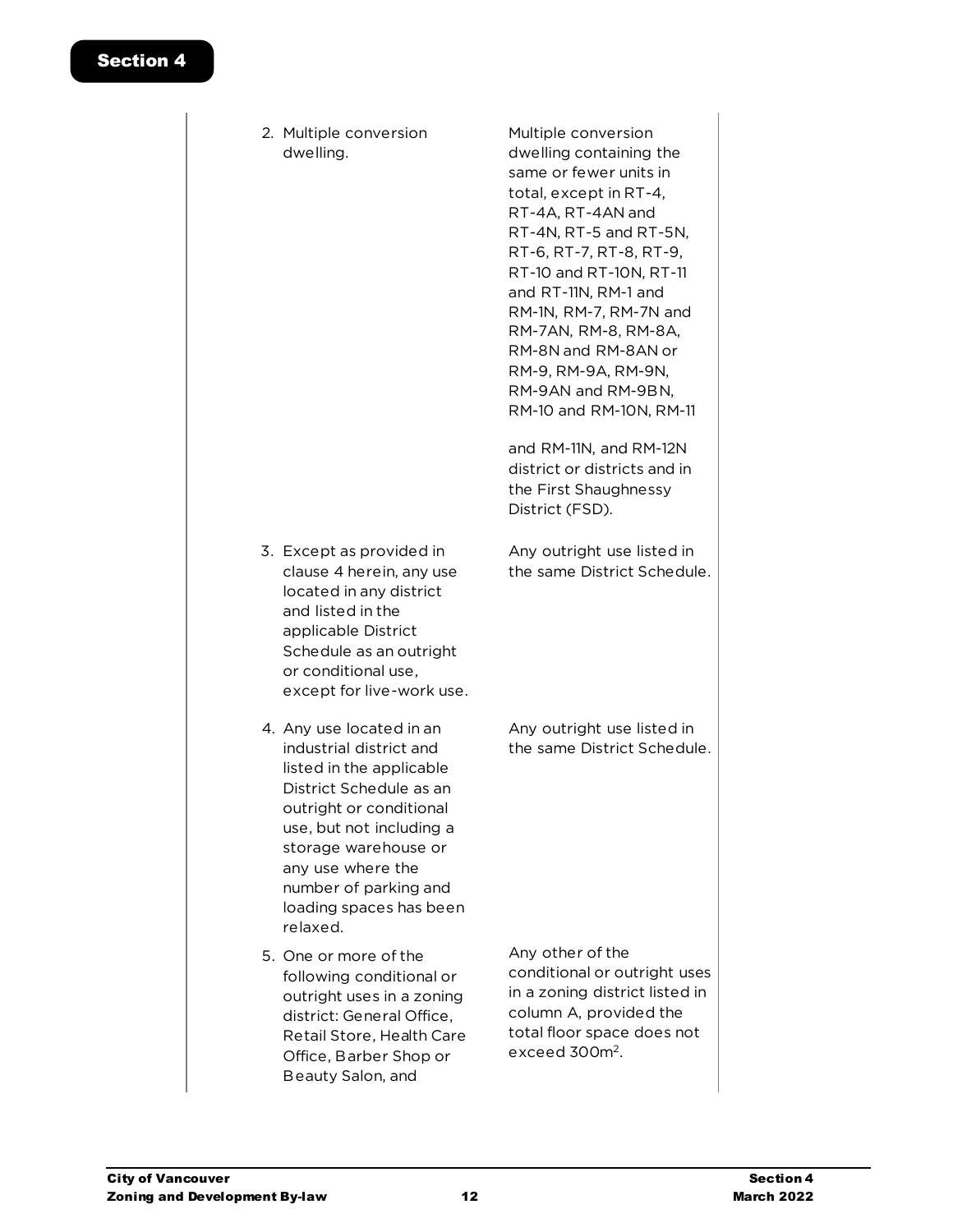| | |
|---|---|
| 2. Multiple conversion dwelling. | Multiple conversion dwelling containing the same or fewer units in total, except in RT-4, RT-4A, RT-4AN and RT-4N, RT-5 and RT-5N, RT-6, RT-7, RT-8, RT-9, RT-10 and RT-10N, RT-11 and RT-11N, RM-1 and RM-1N, RM-7, RM-7N and RM-7AN, RM-8, RM-8A, RM-8N and RM-8AN or RM-9, RM-9A, RM-9N, RM-9AN and RM-9BN, RM-10 and RM-10N, RM-11 and RM-11N, and RM-12N district or districts and in the First Shaughnessy District (FSD). |
| 3. Except as provided in clause 4 herein, any use located in any district and listed in the applicable District Schedule as an outright or conditional use, except for live-work use. | Any outright use listed in the same District Schedule. |
| 4. Any use located in an industrial district and listed in the applicable District Schedule as an outright or conditional use, but not including a storage warehouse or any use where the number of parking and loading spaces has been relaxed. | Any outright use listed in the same District Schedule. |
| 5. One or more of the following conditional or outright uses in a zoning district: General Office, Retail Store, Health Care Office, Barber Shop or Beauty Salon, and | Any other of the conditional or outright uses in a zoning district listed in column A, provided the total floor space does not exceed 300m². |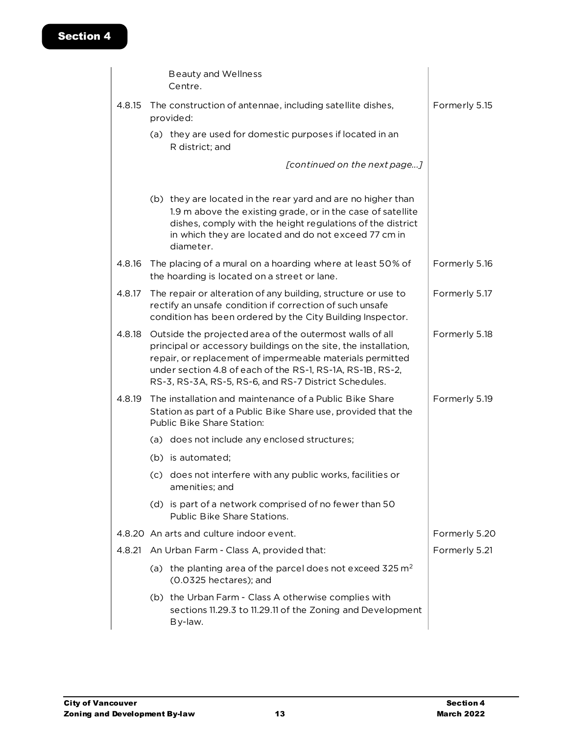Beauty and Wellness Centre.

| | | |
|---|---|---|
| 4.8.15 | The construction of antennae, including satellite dishes, provided: | Formerly 5.15 |
| | (a) they are used for domestic purposes if located in an R district; and | |
| | *[continued on the next page...]* | |
| | (b) they are located in the rear yard and are no higher than 1.9 m above the existing grade, or in the case of satellite dishes, comply with the height regulations of the district in which they are located and do not exceed 77 cm in diameter. | |
| 4.8.16 | The placing of a mural on a hoarding where at least 50% of the hoarding is located on a street or lane. | Formerly 5.16 |
| 4.8.17 | The repair or alteration of any building, structure or use to rectify an unsafe condition if correction of such unsafe condition has been ordered by the City Building Inspector. | Formerly 5.17 |
| 4.8.18 | Outside the projected area of the outermost walls of all principal or accessory buildings on the site, the installation, repair, or replacement of impermeable materials permitted under section 4.8 of each of the RS-1, RS-1A, RS-1B, RS-2, RS-3, RS-3A, RS-5, RS-6, and RS-7 District Schedules. | Formerly 5.18 |
| 4.8.19 | The installation and maintenance of a Public Bike Share Station as part of a Public Bike Share use, provided that the Public Bike Share Station: | Formerly 5.19 |
| | (a) does not include any enclosed structures; | |
| | (b) is automated; | |
| | (c) does not interfere with any public works, facilities or amenities; and | |
| | (d) is part of a network comprised of no fewer than 50 Public Bike Share Stations. | |
| 4.8.20 | An arts and culture indoor event. | Formerly 5.20 |
| 4.8.21 | An Urban Farm - Class A, provided that: | Formerly 5.21 |
| | (a) the planting area of the parcel does not exceed 325 $m^2$ (0.0325 hectares); and | |
| | (b) the Urban Farm - Class A otherwise complies with sections 11.29.3 to 11.29.11 of the Zoning and Development By-law. | |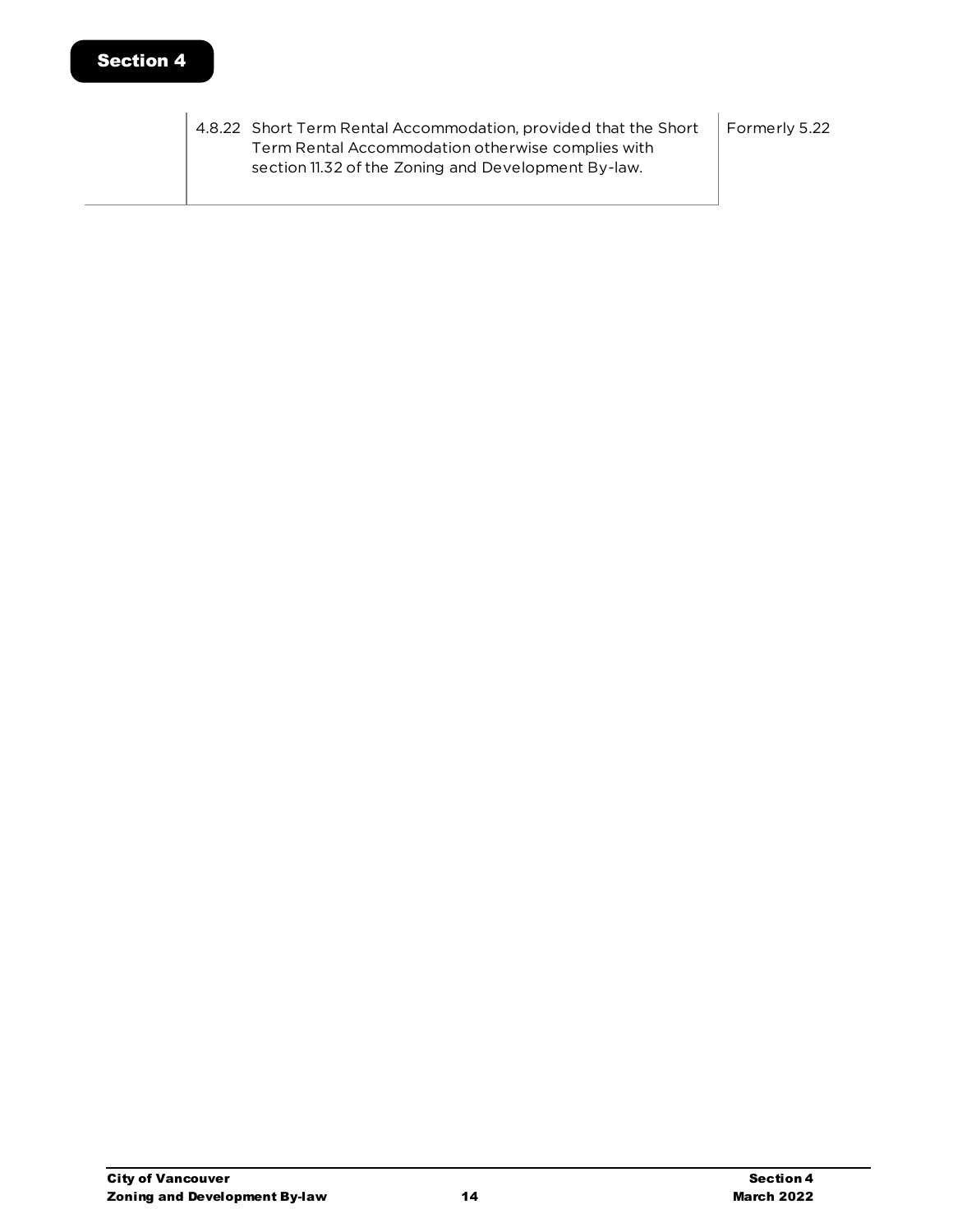| | | |
|---|---|---|
| | 4.8.22 Short Term Rental Accommodation, provided that the Short Term Rental Accommodation otherwise complies with section 11.32 of the Zoning and Development By-law. | Formerly 5.22 |